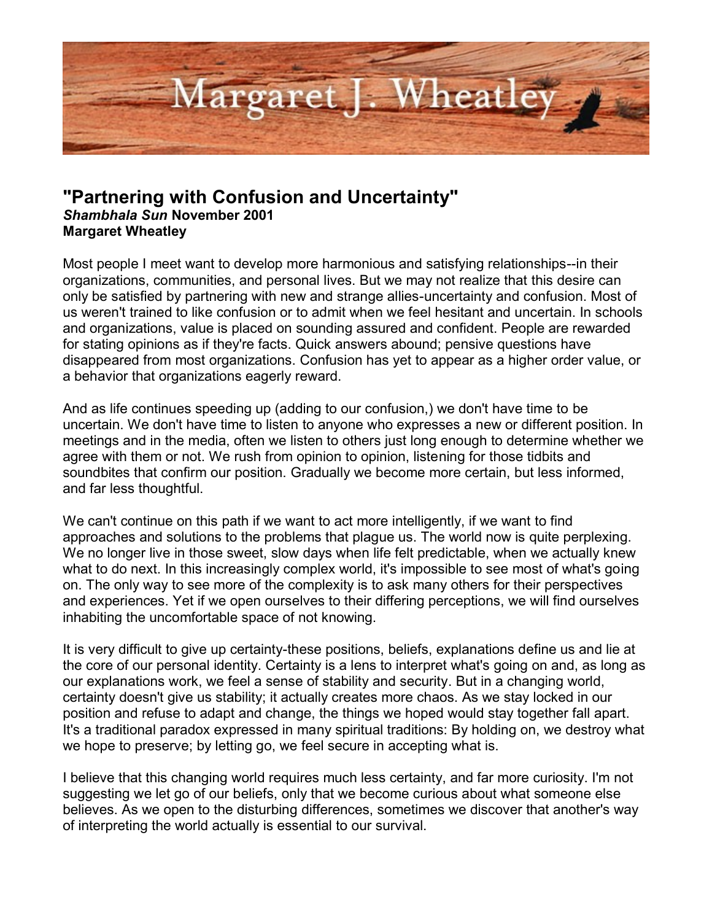Margaret J. Wheatley

## "Partnering with Confusion and Uncertainty"

***Shambhala Sun* November 2001**
**Margaret Wheatley**

Most people I meet want to develop more harmonious and satisfying relationships--in their organizations, communities, and personal lives. But we may not realize that this desire can only be satisfied by partnering with new and strange allies-uncertainty and confusion. Most of us weren't trained to like confusion or to admit when we feel hesitant and uncertain. In schools and organizations, value is placed on sounding assured and confident. People are rewarded for stating opinions as if they're facts. Quick answers abound; pensive questions have disappeared from most organizations. Confusion has yet to appear as a higher order value, or a behavior that organizations eagerly reward.

And as life continues speeding up (adding to our confusion,) we don't have time to be uncertain. We don't have time to listen to anyone who expresses a new or different position. In meetings and in the media, often we listen to others just long enough to determine whether we agree with them or not. We rush from opinion to opinion, listening for those tidbits and soundbites that confirm our position. Gradually we become more certain, but less informed, and far less thoughtful.

We can't continue on this path if we want to act more intelligently, if we want to find approaches and solutions to the problems that plague us. The world now is quite perplexing. We no longer live in those sweet, slow days when life felt predictable, when we actually knew what to do next. In this increasingly complex world, it's impossible to see most of what's going on. The only way to see more of the complexity is to ask many others for their perspectives and experiences. Yet if we open ourselves to their differing perceptions, we will find ourselves inhabiting the uncomfortable space of not knowing.

It is very difficult to give up certainty-these positions, beliefs, explanations define us and lie at the core of our personal identity. Certainty is a lens to interpret what's going on and, as long as our explanations work, we feel a sense of stability and security. But in a changing world, certainty doesn't give us stability; it actually creates more chaos. As we stay locked in our position and refuse to adapt and change, the things we hoped would stay together fall apart. It's a traditional paradox expressed in many spiritual traditions: By holding on, we destroy what we hope to preserve; by letting go, we feel secure in accepting what is.

I believe that this changing world requires much less certainty, and far more curiosity. I'm not suggesting we let go of our beliefs, only that we become curious about what someone else believes. As we open to the disturbing differences, sometimes we discover that another's way of interpreting the world actually is essential to our survival.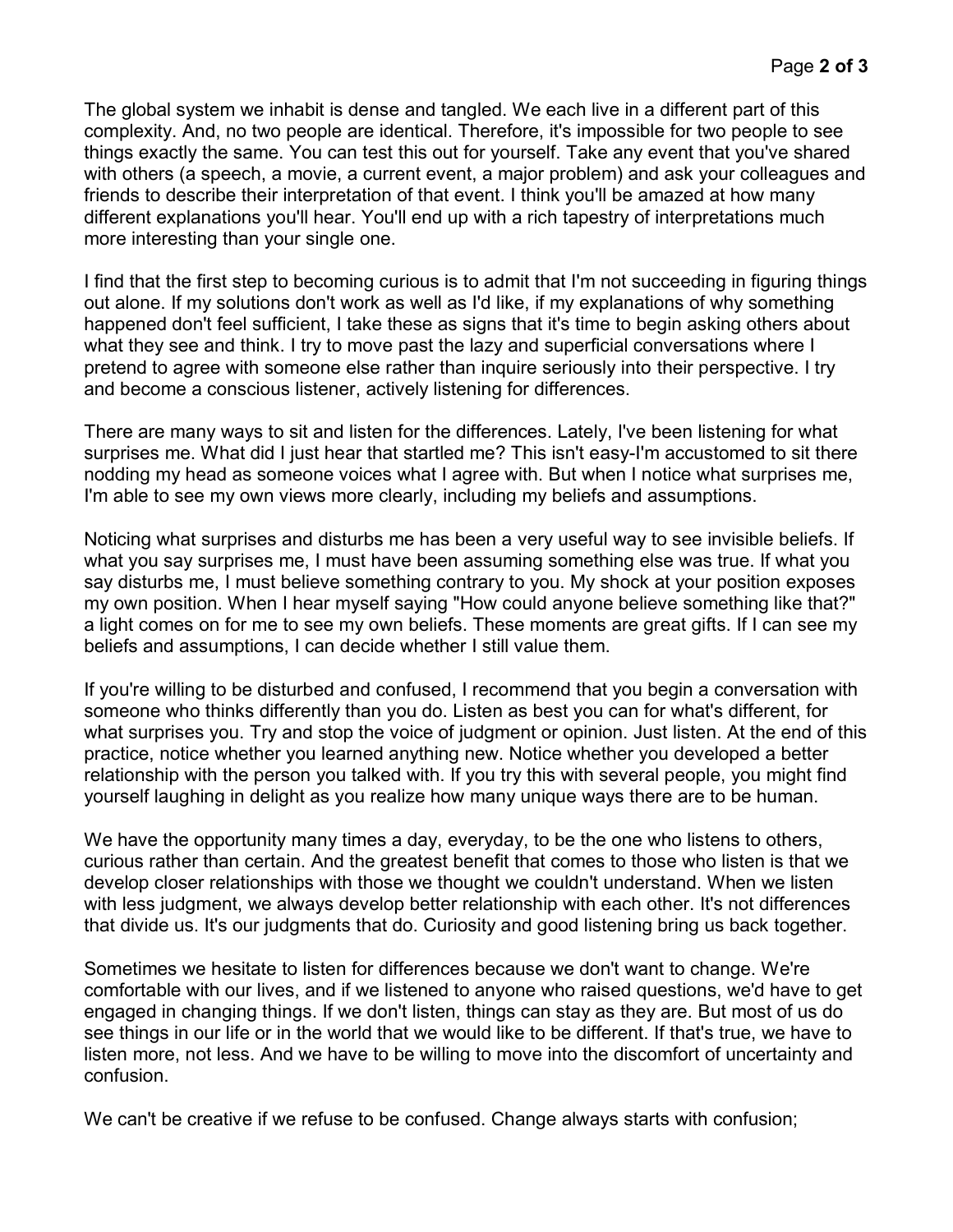The global system we inhabit is dense and tangled. We each live in a different part of this complexity. And, no two people are identical. Therefore, it's impossible for two people to see things exactly the same. You can test this out for yourself. Take any event that you've shared with others (a speech, a movie, a current event, a major problem) and ask your colleagues and friends to describe their interpretation of that event. I think you'll be amazed at how many different explanations you'll hear. You'll end up with a rich tapestry of interpretations much more interesting than your single one.

I find that the first step to becoming curious is to admit that I'm not succeeding in figuring things out alone. If my solutions don't work as well as I'd like, if my explanations of why something happened don't feel sufficient, I take these as signs that it's time to begin asking others about what they see and think. I try to move past the lazy and superficial conversations where I pretend to agree with someone else rather than inquire seriously into their perspective. I try and become a conscious listener, actively listening for differences.

There are many ways to sit and listen for the differences. Lately, I've been listening for what surprises me. What did I just hear that startled me? This isn't easy-I'm accustomed to sit there nodding my head as someone voices what I agree with. But when I notice what surprises me, I'm able to see my own views more clearly, including my beliefs and assumptions.

Noticing what surprises and disturbs me has been a very useful way to see invisible beliefs. If what you say surprises me, I must have been assuming something else was true. If what you say disturbs me, I must believe something contrary to you. My shock at your position exposes my own position. When I hear myself saying "How could anyone believe something like that?" a light comes on for me to see my own beliefs. These moments are great gifts. If I can see my beliefs and assumptions, I can decide whether I still value them.

If you're willing to be disturbed and confused, I recommend that you begin a conversation with someone who thinks differently than you do. Listen as best you can for what's different, for what surprises you. Try and stop the voice of judgment or opinion. Just listen. At the end of this practice, notice whether you learned anything new. Notice whether you developed a better relationship with the person you talked with. If you try this with several people, you might find yourself laughing in delight as you realize how many unique ways there are to be human.

We have the opportunity many times a day, everyday, to be the one who listens to others, curious rather than certain. And the greatest benefit that comes to those who listen is that we develop closer relationships with those we thought we couldn't understand. When we listen with less judgment, we always develop better relationship with each other. It's not differences that divide us. It's our judgments that do. Curiosity and good listening bring us back together.

Sometimes we hesitate to listen for differences because we don't want to change. We're comfortable with our lives, and if we listened to anyone who raised questions, we'd have to get engaged in changing things. If we don't listen, things can stay as they are. But most of us do see things in our life or in the world that we would like to be different. If that's true, we have to listen more, not less. And we have to be willing to move into the discomfort of uncertainty and confusion.

We can't be creative if we refuse to be confused. Change always starts with confusion;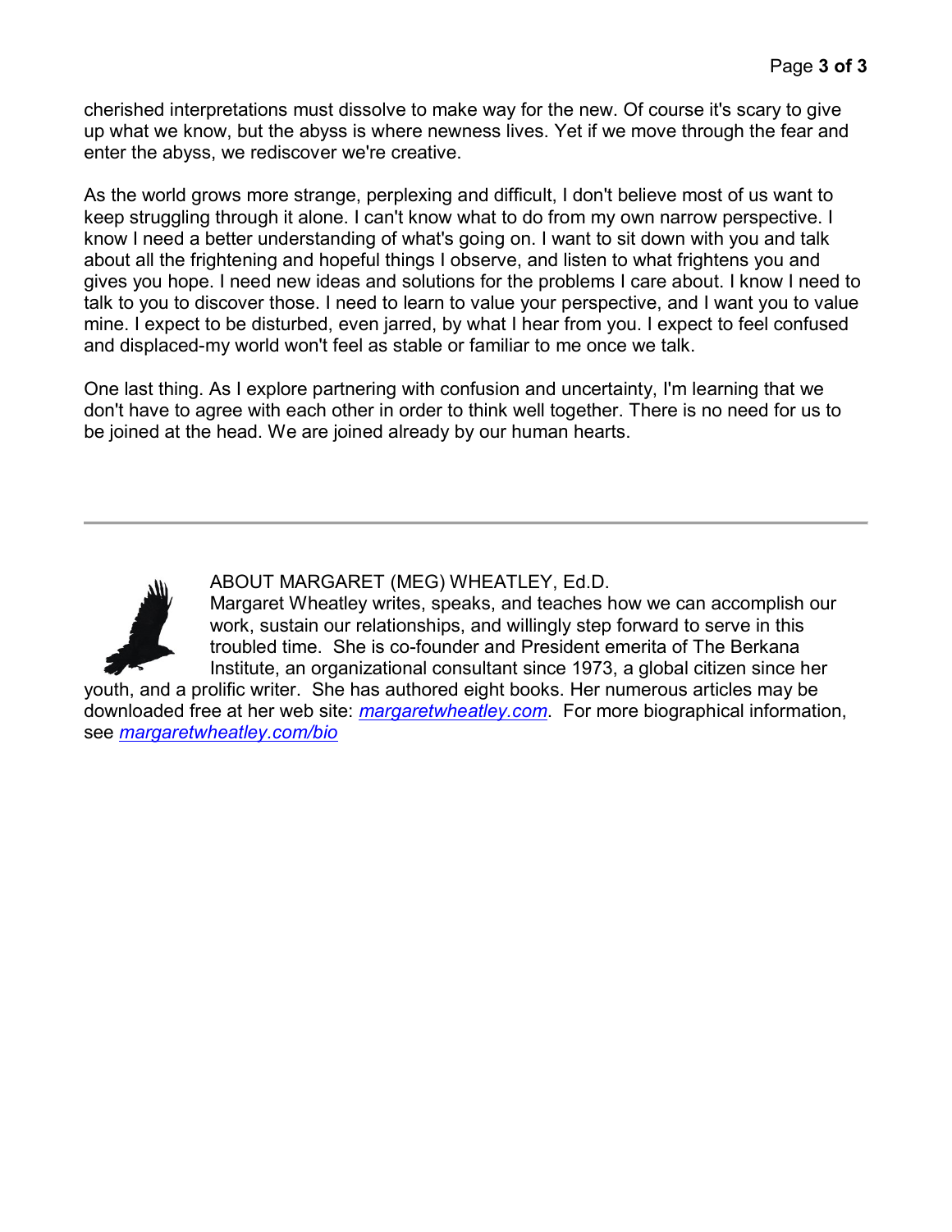cherished interpretations must dissolve to make way for the new. Of course it's scary to give up what we know, but the abyss is where newness lives. Yet if we move through the fear and enter the abyss, we rediscover we're creative.

As the world grows more strange, perplexing and difficult, I don't believe most of us want to keep struggling through it alone. I can't know what to do from my own narrow perspective. I know I need a better understanding of what's going on. I want to sit down with you and talk about all the frightening and hopeful things I observe, and listen to what frightens you and gives you hope. I need new ideas and solutions for the problems I care about. I know I need to talk to you to discover those. I need to learn to value your perspective, and I want you to value mine. I expect to be disturbed, even jarred, by what I hear from you. I expect to feel confused and displaced-my world won't feel as stable or familiar to me once we talk.

One last thing. As I explore partnering with confusion and uncertainty, I'm learning that we don't have to agree with each other in order to think well together. There is no need for us to be joined at the head. We are joined already by our human hearts.

---

ABOUT MARGARET (MEG) WHEATLEY, Ed.D.

Margaret Wheatley writes, speaks, and teaches how we can accomplish our work, sustain our relationships, and willingly step forward to serve in this troubled time. She is co-founder and President emerita of The Berkana Institute, an organizational consultant since 1973, a global citizen since her youth, and a prolific writer. She has authored eight books. Her numerous articles may be downloaded free at her web site: *margaretwheatley.com*. For more biographical information, see *margaretwheatley.com/bio*